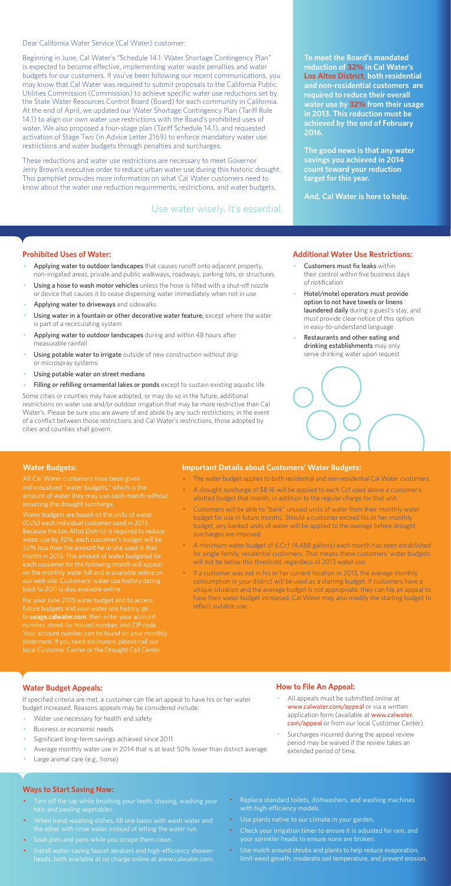Dear California Water Service (Cal Water) customer:

Beginning in June, Cal Water's "Schedule 14.1: Water Shortage Contingency Plan" is expected to become effective, implementing water waste penalties and water budgets for our customers. If you've been following our recent communications, you may know that Cal Water was required to submit proposals to the California Public Utilities Commission (Commission) to achieve specific water use reductions set by the State Water Resources Control Board (Board) for each community in California. At the end of April, we updated our Water Shortage Contingency Plan (Tariff Rule 14.1) to align our own water use restrictions with the Board's prohibited uses of water. We also proposed a four-stage plan (Tariff Schedule 14.1), and requested activation of Stage Two (in Advice Letter 2169) to enforce mandatory water use restrictions and water budgets through penalties and surcharges.

These reductions and water use restrictions are necessary to meet Governor Jerry Brown's executive order to reduce urban water use during this historic drought. This pamphlet provides more information on what Cal Water customers need to know about the water use reduction requirements, restrictions, and water budgets.

Use water wisely. It's essential.

**To meet the Board's mandated reduction of 32% in Cal Water's Los Altos District, both residential and non-residential customers are required to reduce their overall water use by 32% from their usage in 2013. This reduction must be achieved by the end of February 2016.**

**The good news is that any water savings you achieved in 2014 count toward your reduction target for this year.**

**And, Cal Water is here to help.**

## Prohibited Uses of Water:

- Applying water to outdoor landscapes that causes runoff onto adjacent property, non-irrigated areas, private and public walkways, roadways, parking lots, or structures
- Using a hose to wash motor vehicles unless the hose is fitted with a shut-off nozzle or device that causes it to cease dispensing water immediately when not in use
- Applying water to driveways and sidewalks
- Using water in a fountain or other decorative water feature, except where the water is part of a recirculating system
- Applying water to outdoor landscapes during and within 48 hours after measurable rainfall
- Using potable water to irrigate outside of new construction without drip or microspray systems
- Using potable water on street medians
- Filling or refilling ornamental lakes or ponds except to sustain existing aquatic life

Some cities or counties may have adopted, or may do so in the future, additional restrictions on water use and/or outdoor irrigation that may be more restrictive than Cal Water's. Please be sure you are aware of and abide by any such restrictions; in the event of a conflict between those restrictions and Cal Water's restrictions, those adopted by cities and counties shall govern.

## Additional Water Use Restrictions:

- Customers must fix leaks within their control within five business days of notification
- Hotel/motel operators must provide option to not have towels or linens laundered daily during a guest's stay, and must provide clear notice of this option in easy-to-understand language
- Restaurants and other eating and drinking establishments may only serve drinking water upon request

## Water Budgets:

All Cal Water customers have been given individualized "water budgets," which is the amount of water they may use each month without incurring the drought surcharge.

Water budgets are based on the units of water (Ccfs) each individual customer used in 2013. Because the Los Altos District is required to reduce water use by 32%, each customer's budget will be 32% less than the amount he or she used in that month in 2013. The amount of water budgeted for each customer for the following month will appear on the monthly water bill and is available online on our web site. Customers' water use history dating back to 2011 is also available online.

For your June 2015 water budget and to access future budgets and your water use history, go to **usage.calwater.com**, then enter your account number, street (or house) number, and ZIP code. Your account number can be found on your monthly statement. If you need assistance, please call our local Customer Center or the Drought Call Center.

## Important Details about Customers' Water Budgets:

- The water budget applies to both residential and non-residential Cal Water customers.
- A drought surcharge of $8.16 will be applied to each Ccf used above a customer's allotted budget that month, in addition to the regular charge for that unit.
- Customers will be able to "bank" unused units of water from their monthly water budget for use in future months. Should a customer exceed his or her monthly budget, any banked units of water will be applied to the overage before drought surcharges are imposed.
- A minimum water budget of 6 Ccf (4,488 gallons) each month has been established for single-family, residential customers. That means these customers' water budgets will not be below this threshold, regardless of 2013 water use.
- If a customer was not in his or her current location in 2013, the average monthly consumption in your district will be used as a starting budget. If customers have a unique situation and the average budget is not appropriate, they can file an appeal to have their water budget increased. Cal Water may also modify the starting budget to reflect suitable use.

## Water Budget Appeals:

If specified criteria are met, a customer can file an appeal to have his or her water budget increased. Reasons appeals may be considered include:

- Water use necessary for health and safety
- Business or economic needs
- Significant long-term savings achieved since 2011
- Average monthly water use in 2014 that is at least 50% lower than district average
- Large animal care (e.g., horse)

## How to File An Appeal:

- All appeals must be submitted online at www.calwater.com/appeal or via a written application form (available at www.calwater.com/appeal or from our local Customer Center).
- Surcharges incurred during the appeal review period may be waived if the review takes an extended period of time.

## Ways to Start Saving Now:

- Turn off the tap while brushing your teeth, shaving, washing your hair, and peeling vegetables.
- When hand-washing dishes, fill one basin with wash water and the other with rinse water instead of letting the water run.
- Soak pots and pans while you scrape them clean.
- Install water-saving faucet aerators and high-efficiency showerheads, both available at no charge online at www.calwater.com.
- Replace standard toilets, dishwashers, and washing machines with high-efficiency models.
- Use plants native to our climate in your garden.
- Check your irrigation timer to ensure it is adjusted for rain, and your sprinkler heads to ensure none are broken.
- Use mulch around shrubs and plants to help reduce evaporation, limit weed growth, moderate soil temperature, and prevent erosion.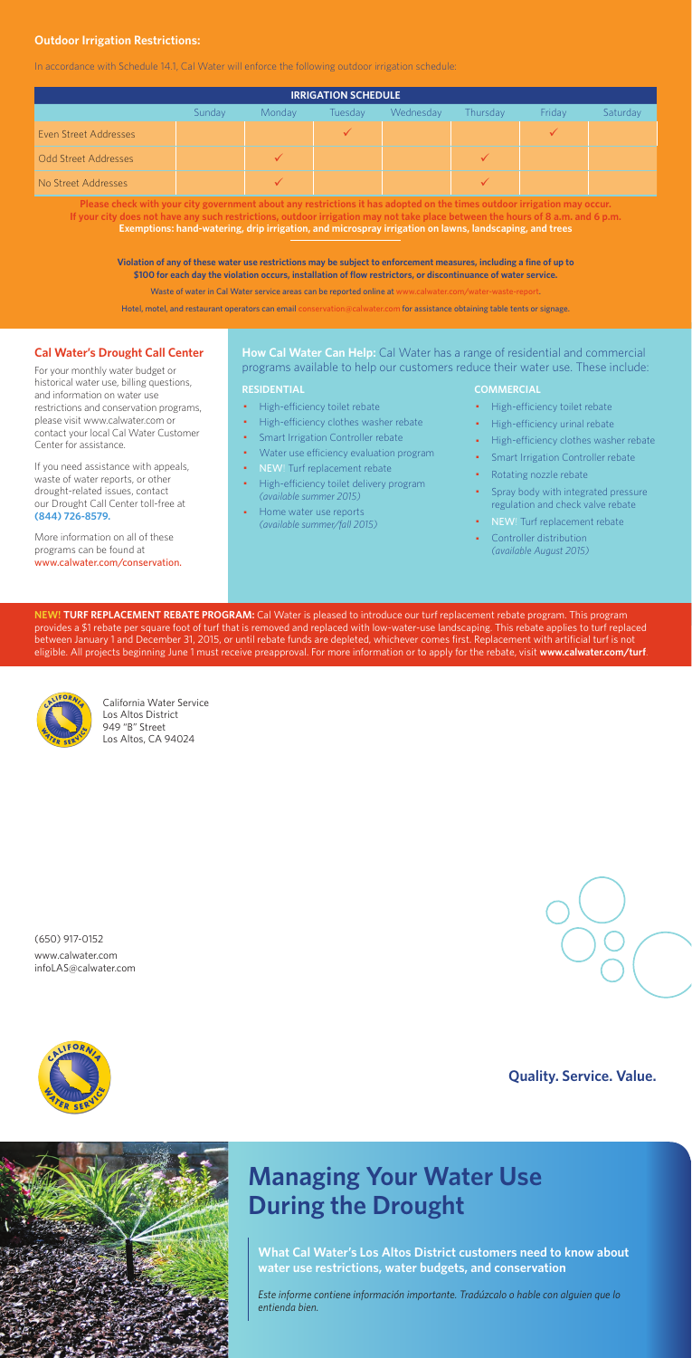### Outdoor Irrigation Restrictions:

In accordance with Schedule 14.1, Cal Water will enforce the following outdoor irrigation schedule:

| IRRIGATION SCHEDULE | Sunday | Monday | Tuesday | Wednesday | Thursday | Friday | Saturday |
|---|---|---|---|---|---|---|---|
| Even Street Addresses | | | ✓ | | | ✓ | |
| Odd Street Addresses | | ✓ | | | ✓ | | |
| No Street Addresses | | ✓ | | | ✓ | | |

**Please check with your city government about any restrictions it has adopted on the times outdoor irrigation may occur. If your city does not have any such restrictions, outdoor irrigation may not take place between the hours of 8 a.m. and 6 p.m.**
**Exemptions: hand-watering, drip irrigation, and microspray irrigation on lawns, landscaping, and trees**

**Violation of any of these water use restrictions may be subject to enforcement measures, including a fine of up to $100 for each day the violation occurs, installation of flow restrictors, or discontinuance of water service.**

Waste of water in Cal Water service areas can be reported online at www.calwater.com/water-waste-report.

Hotel, motel, and restaurant operators can email conservation@calwater.com for assistance obtaining table tents or signage.

### Cal Water's Drought Call Center

For your monthly water budget or historical water use, billing questions, and information on water use restrictions and conservation programs, please visit www.calwater.com or contact your local Cal Water Customer Center for assistance.

If you need assistance with appeals, waste of water reports, or other drought-related issues, contact our Drought Call Center toll-free at **(844) 726-8579.**

More information on all of these programs can be found at www.calwater.com/conservation.

**How Cal Water Can Help:** Cal Water has a range of residential and commercial programs available to help our customers reduce their water use. These include:

#### RESIDENTIAL

- High-efficiency toilet rebate
- High-efficiency clothes washer rebate
- Smart Irrigation Controller rebate
- Water use efficiency evaluation program
- NEW! Turf replacement rebate
- High-efficiency toilet delivery program *(available summer 2015)*
- Home water use reports *(available summer/fall 2015)*

#### COMMERCIAL

- High-efficiency toilet rebate
- High-efficiency urinal rebate
- High-efficiency clothes washer rebate
- Smart Irrigation Controller rebate
- Rotating nozzle rebate
- Spray body with integrated pressure regulation and check valve rebate
- NEW! Turf replacement rebate
- Controller distribution *(available August 2015)*

**NEW! TURF REPLACEMENT REBATE PROGRAM:** Cal Water is pleased to introduce our turf replacement rebate program. This program provides a $1 rebate per square foot of turf that is removed and replaced with low-water-use landscaping. This rebate applies to turf replaced between January 1 and December 31, 2015, or until rebate funds are depleted, whichever comes first. Replacement with artificial turf is not eligible. All projects beginning June 1 must receive preapproval. For more information or to apply for the rebate, visit **www.calwater.com/turf**.

California Water Service
Los Altos District
949 "B" Street
Los Altos, CA 94024

(650) 917-0152
www.calwater.com
infoLAS@calwater.com

**Quality. Service. Value.**

# Managing Your Water Use During the Drought

**What Cal Water's Los Altos District customers need to know about water use restrictions, water budgets, and conservation**

*Este informe contiene información importante. Tradúzcalo o hable con alguien que lo entienda bien.*